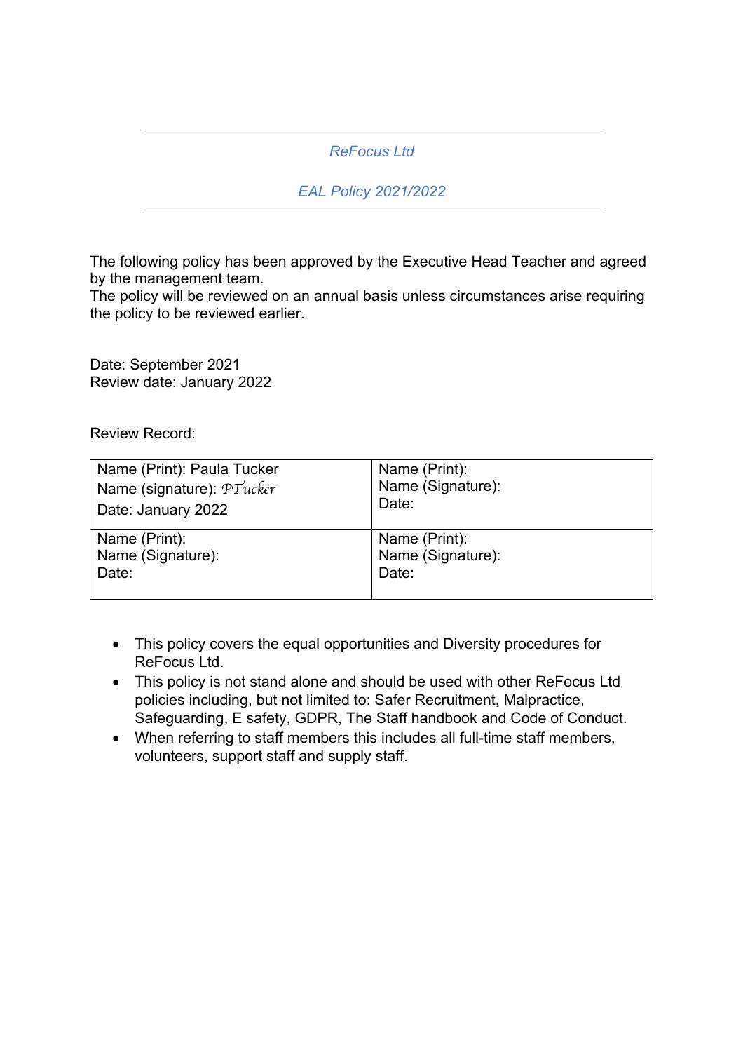---

*ReFocus Ltd*

*EAL Policy 2021/2022*

---

The following policy has been approved by the Executive Head Teacher and agreed by the management team.
The policy will be reviewed on an annual basis unless circumstances arise requiring the policy to be reviewed earlier.

Date: September 2021
Review date: January 2022

Review Record:

| | |
|---|---|
| Name (Print): Paula Tucker<br>Name (signature): *PTucker*<br>Date: January 2022 | Name (Print):<br>Name (Signature):<br>Date: |
| Name (Print):<br>Name (Signature):<br>Date: | Name (Print):<br>Name (Signature):<br>Date: |

- This policy covers the equal opportunities and Diversity procedures for ReFocus Ltd.
- This policy is not stand alone and should be used with other ReFocus Ltd policies including, but not limited to: Safer Recruitment, Malpractice, Safeguarding, E safety, GDPR, The Staff handbook and Code of Conduct.
- When referring to staff members this includes all full-time staff members, volunteers, support staff and supply staff.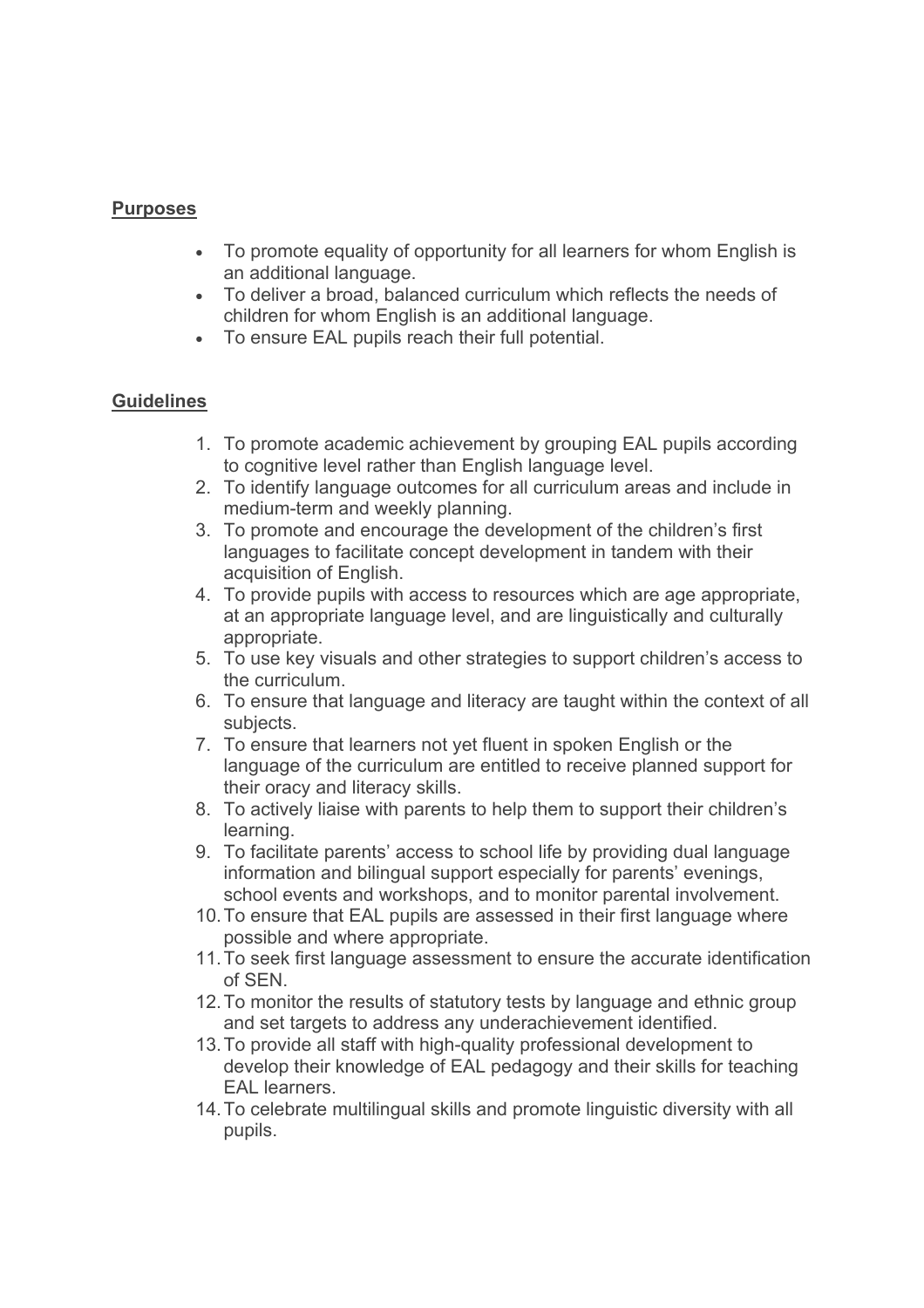## Purposes

- To promote equality of opportunity for all learners for whom English is an additional language.
- To deliver a broad, balanced curriculum which reflects the needs of children for whom English is an additional language.
- To ensure EAL pupils reach their full potential.

## Guidelines

1. To promote academic achievement by grouping EAL pupils according to cognitive level rather than English language level.
2. To identify language outcomes for all curriculum areas and include in medium-term and weekly planning.
3. To promote and encourage the development of the children's first languages to facilitate concept development in tandem with their acquisition of English.
4. To provide pupils with access to resources which are age appropriate, at an appropriate language level, and are linguistically and culturally appropriate.
5. To use key visuals and other strategies to support children's access to the curriculum.
6. To ensure that language and literacy are taught within the context of all subjects.
7. To ensure that learners not yet fluent in spoken English or the language of the curriculum are entitled to receive planned support for their oracy and literacy skills.
8. To actively liaise with parents to help them to support their children's learning.
9. To facilitate parents' access to school life by providing dual language information and bilingual support especially for parents' evenings, school events and workshops, and to monitor parental involvement.
10. To ensure that EAL pupils are assessed in their first language where possible and where appropriate.
11. To seek first language assessment to ensure the accurate identification of SEN.
12. To monitor the results of statutory tests by language and ethnic group and set targets to address any underachievement identified.
13. To provide all staff with high-quality professional development to develop their knowledge of EAL pedagogy and their skills for teaching EAL learners.
14. To celebrate multilingual skills and promote linguistic diversity with all pupils.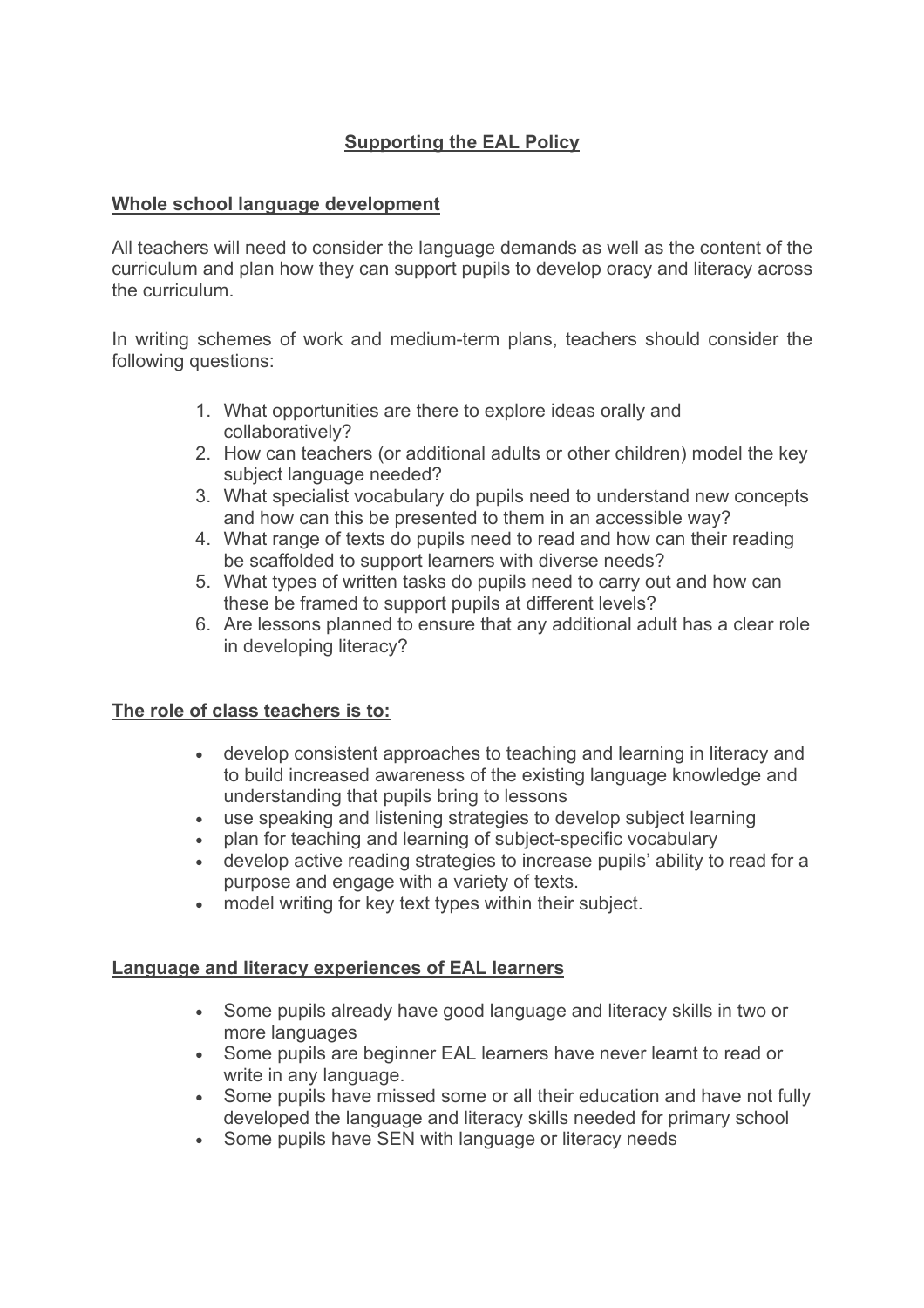## Supporting the EAL Policy

### Whole school language development

All teachers will need to consider the language demands as well as the content of the curriculum and plan how they can support pupils to develop oracy and literacy across the curriculum.

In writing schemes of work and medium-term plans, teachers should consider the following questions:

1. What opportunities are there to explore ideas orally and collaboratively?
2. How can teachers (or additional adults or other children) model the key subject language needed?
3. What specialist vocabulary do pupils need to understand new concepts and how can this be presented to them in an accessible way?
4. What range of texts do pupils need to read and how can their reading be scaffolded to support learners with diverse needs?
5. What types of written tasks do pupils need to carry out and how can these be framed to support pupils at different levels?
6. Are lessons planned to ensure that any additional adult has a clear role in developing literacy?

### The role of class teachers is to:

- develop consistent approaches to teaching and learning in literacy and to build increased awareness of the existing language knowledge and understanding that pupils bring to lessons
- use speaking and listening strategies to develop subject learning
- plan for teaching and learning of subject-specific vocabulary
- develop active reading strategies to increase pupils' ability to read for a purpose and engage with a variety of texts.
- model writing for key text types within their subject.

### Language and literacy experiences of EAL learners

- Some pupils already have good language and literacy skills in two or more languages
- Some pupils are beginner EAL learners have never learnt to read or write in any language.
- Some pupils have missed some or all their education and have not fully developed the language and literacy skills needed for primary school
- Some pupils have SEN with language or literacy needs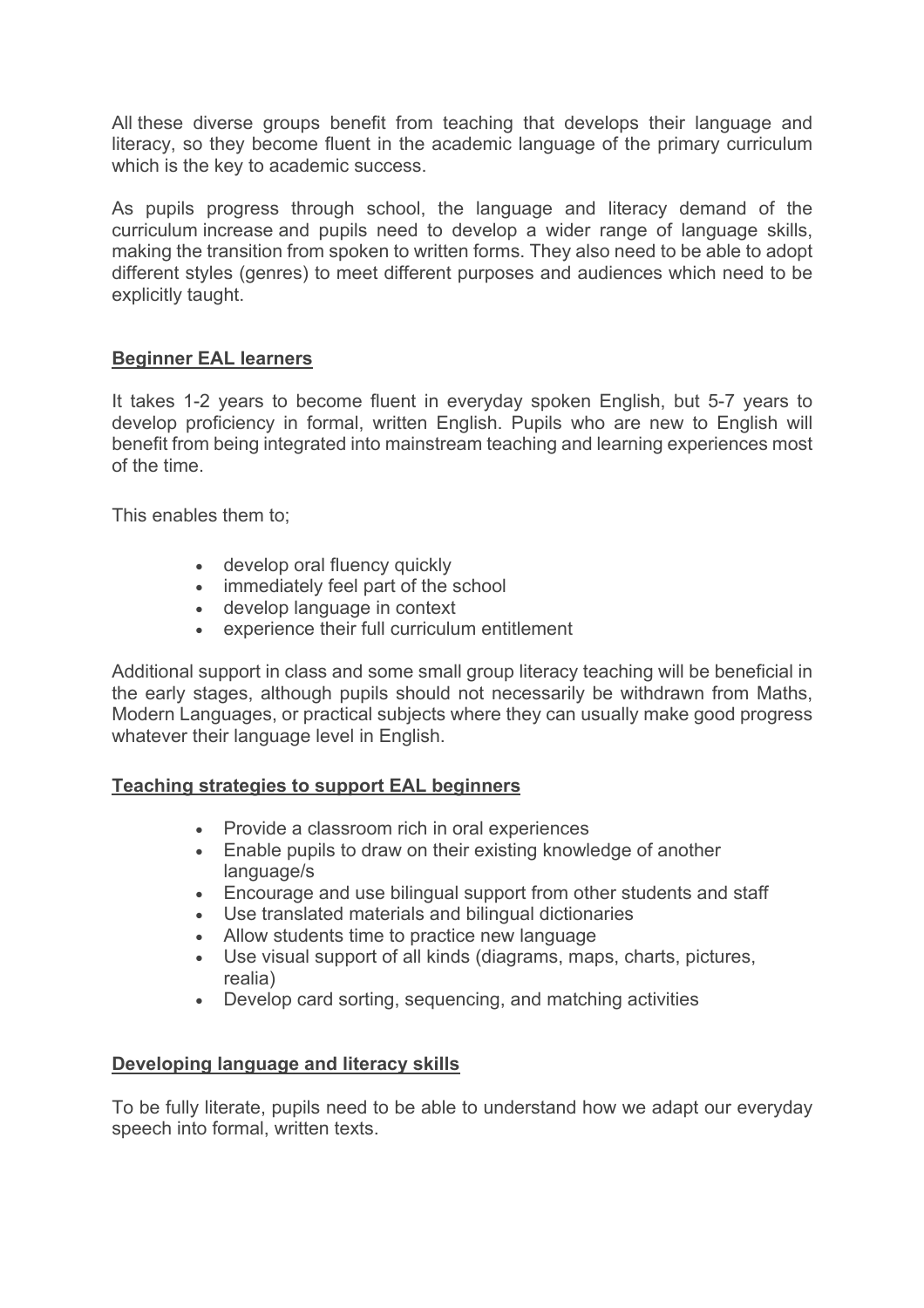All these diverse groups benefit from teaching that develops their language and literacy, so they become fluent in the academic language of the primary curriculum which is the key to academic success.

As pupils progress through school, the language and literacy demand of the curriculum increase and pupils need to develop a wider range of language skills, making the transition from spoken to written forms. They also need to be able to adopt different styles (genres) to meet different purposes and audiences which need to be explicitly taught.

## Beginner EAL learners

It takes 1-2 years to become fluent in everyday spoken English, but 5-7 years to develop proficiency in formal, written English. Pupils who are new to English will benefit from being integrated into mainstream teaching and learning experiences most of the time.

This enables them to;

- develop oral fluency quickly
- immediately feel part of the school
- develop language in context
- experience their full curriculum entitlement

Additional support in class and some small group literacy teaching will be beneficial in the early stages, although pupils should not necessarily be withdrawn from Maths, Modern Languages, or practical subjects where they can usually make good progress whatever their language level in English.

## Teaching strategies to support EAL beginners

- Provide a classroom rich in oral experiences
- Enable pupils to draw on their existing knowledge of another language/s
- Encourage and use bilingual support from other students and staff
- Use translated materials and bilingual dictionaries
- Allow students time to practice new language
- Use visual support of all kinds (diagrams, maps, charts, pictures, realia)
- Develop card sorting, sequencing, and matching activities

## Developing language and literacy skills

To be fully literate, pupils need to be able to understand how we adapt our everyday speech into formal, written texts.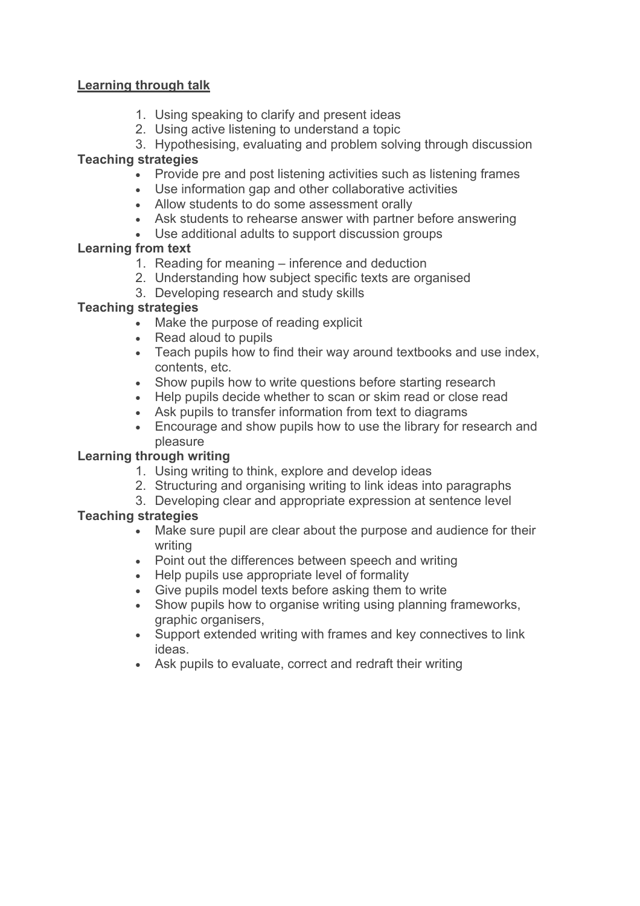## Learning through talk

1. Using speaking to clarify and present ideas
2. Using active listening to understand a topic
3. Hypothesising, evaluating and problem solving through discussion

**Teaching strategies**

- Provide pre and post listening activities such as listening frames
- Use information gap and other collaborative activities
- Allow students to do some assessment orally
- Ask students to rehearse answer with partner before answering
- Use additional adults to support discussion groups

**Learning from text**

1. Reading for meaning – inference and deduction
2. Understanding how subject specific texts are organised
3. Developing research and study skills

**Teaching strategies**

- Make the purpose of reading explicit
- Read aloud to pupils
- Teach pupils how to find their way around textbooks and use index, contents, etc.
- Show pupils how to write questions before starting research
- Help pupils decide whether to scan or skim read or close read
- Ask pupils to transfer information from text to diagrams
- Encourage and show pupils how to use the library for research and pleasure

**Learning through writing**

1. Using writing to think, explore and develop ideas
2. Structuring and organising writing to link ideas into paragraphs
3. Developing clear and appropriate expression at sentence level

**Teaching strategies**

- Make sure pupil are clear about the purpose and audience for their writing
- Point out the differences between speech and writing
- Help pupils use appropriate level of formality
- Give pupils model texts before asking them to write
- Show pupils how to organise writing using planning frameworks, graphic organisers,
- Support extended writing with frames and key connectives to link ideas.
- Ask pupils to evaluate, correct and redraft their writing